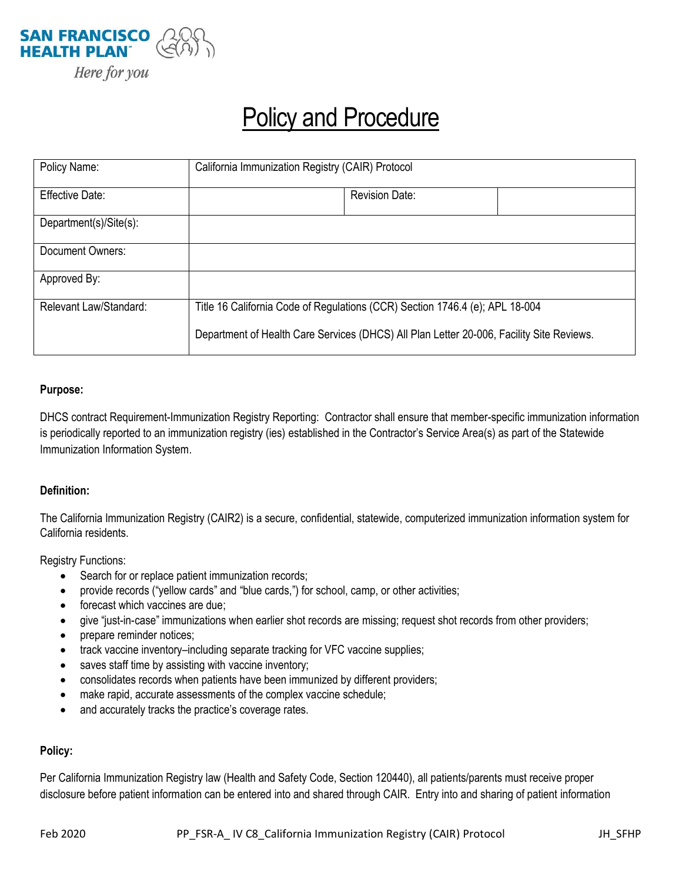**SAN FRANCISCO HEALTH PLAN**
*Here for you*

# Policy and Procedure

| Policy Name: | California Immunization Registry (CAIR) Protocol | | |
|---|---|---|---|
| Effective Date: | | Revision Date: | |
| Department(s)/Site(s): | | | |
| Document Owners: | | | |
| Approved By: | | | |
| Relevant Law/Standard: | Title 16 California Code of Regulations (CCR) Section 1746.4 (e); APL 18-004<br><br>Department of Health Care Services (DHCS) All Plan Letter 20-006, Facility Site Reviews. | | |

**Purpose:**

DHCS contract Requirement-Immunization Registry Reporting: Contractor shall ensure that member-specific immunization information is periodically reported to an immunization registry (ies) established in the Contractor's Service Area(s) as part of the Statewide Immunization Information System.

**Definition:**

The California Immunization Registry (CAIR2) is a secure, confidential, statewide, computerized immunization information system for California residents.

Registry Functions:

- Search for or replace patient immunization records;
- provide records ("yellow cards" and "blue cards,") for school, camp, or other activities;
- forecast which vaccines are due;
- give "just-in-case" immunizations when earlier shot records are missing; request shot records from other providers;
- prepare reminder notices;
- track vaccine inventory–including separate tracking for VFC vaccine supplies;
- saves staff time by assisting with vaccine inventory;
- consolidates records when patients have been immunized by different providers;
- make rapid, accurate assessments of the complex vaccine schedule;
- and accurately tracks the practice's coverage rates.

**Policy:**

Per California Immunization Registry law (Health and Safety Code, Section 120440), all patients/parents must receive proper disclosure before patient information can be entered into and shared through CAIR. Entry into and sharing of patient information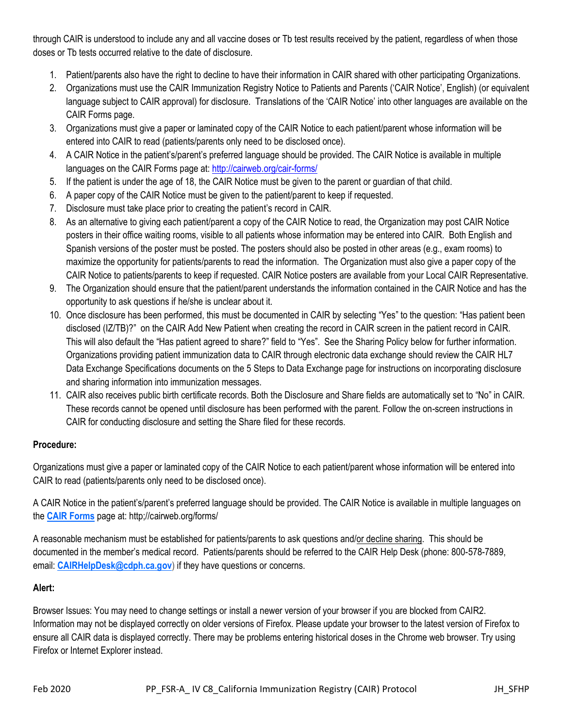through CAIR is understood to include any and all vaccine doses or Tb test results received by the patient, regardless of when those doses or Tb tests occurred relative to the date of disclosure.

1. Patient/parents also have the right to decline to have their information in CAIR shared with other participating Organizations.
2. Organizations must use the CAIR Immunization Registry Notice to Patients and Parents ('CAIR Notice', English) (or equivalent language subject to CAIR approval) for disclosure. Translations of the 'CAIR Notice' into other languages are available on the CAIR Forms page.
3. Organizations must give a paper or laminated copy of the CAIR Notice to each patient/parent whose information will be entered into CAIR to read (patients/parents only need to be disclosed once).
4. A CAIR Notice in the patient's/parent's preferred language should be provided. The CAIR Notice is available in multiple languages on the CAIR Forms page at: [http://cairweb.org/cair-forms/](http://cairweb.org/cair-forms/)
5. If the patient is under the age of 18, the CAIR Notice must be given to the parent or guardian of that child.
6. A paper copy of the CAIR Notice must be given to the patient/parent to keep if requested.
7. Disclosure must take place prior to creating the patient's record in CAIR.
8. As an alternative to giving each patient/parent a copy of the CAIR Notice to read, the Organization may post CAIR Notice posters in their office waiting rooms, visible to all patients whose information may be entered into CAIR. Both English and Spanish versions of the poster must be posted. The posters should also be posted in other areas (e.g., exam rooms) to maximize the opportunity for patients/parents to read the information. The Organization must also give a paper copy of the CAIR Notice to patients/parents to keep if requested. CAIR Notice posters are available from your Local CAIR Representative.
9. The Organization should ensure that the patient/parent understands the information contained in the CAIR Notice and has the opportunity to ask questions if he/she is unclear about it.
10. Once disclosure has been performed, this must be documented in CAIR by selecting "Yes" to the question: "Has patient been disclosed (IZ/TB)?" on the CAIR Add New Patient when creating the record in CAIR screen in the patient record in CAIR. This will also default the "Has patient agreed to share?" field to "Yes". See the Sharing Policy below for further information. Organizations providing patient immunization data to CAIR through electronic data exchange should review the CAIR HL7 Data Exchange Specifications documents on the 5 Steps to Data Exchange page for instructions on incorporating disclosure and sharing information into immunization messages.
11. CAIR also receives public birth certificate records. Both the Disclosure and Share fields are automatically set to "No" in CAIR. These records cannot be opened until disclosure has been performed with the parent. Follow the on-screen instructions in CAIR for conducting disclosure and setting the Share filed for these records.

**Procedure:**

Organizations must give a paper or laminated copy of the CAIR Notice to each patient/parent whose information will be entered into CAIR to read (patients/parents only need to be disclosed once).

A CAIR Notice in the patient's/parent's preferred language should be provided. The CAIR Notice is available in multiple languages on the **CAIR Forms** page at: http;//cairweb.org/forms/

A reasonable mechanism must be established for patients/parents to ask questions and/or decline sharing. This should be documented in the member's medical record. Patients/parents should be referred to the CAIR Help Desk (phone: 800-578-7889, email: **CAIRHelpDesk@cdph.ca.gov**) if they have questions or concerns.

**Alert:**

Browser Issues: You may need to change settings or install a newer version of your browser if you are blocked from CAIR2. Information may not be displayed correctly on older versions of Firefox. Please update your browser to the latest version of Firefox to ensure all CAIR data is displayed correctly. There may be problems entering historical doses in the Chrome web browser. Try using Firefox or Internet Explorer instead.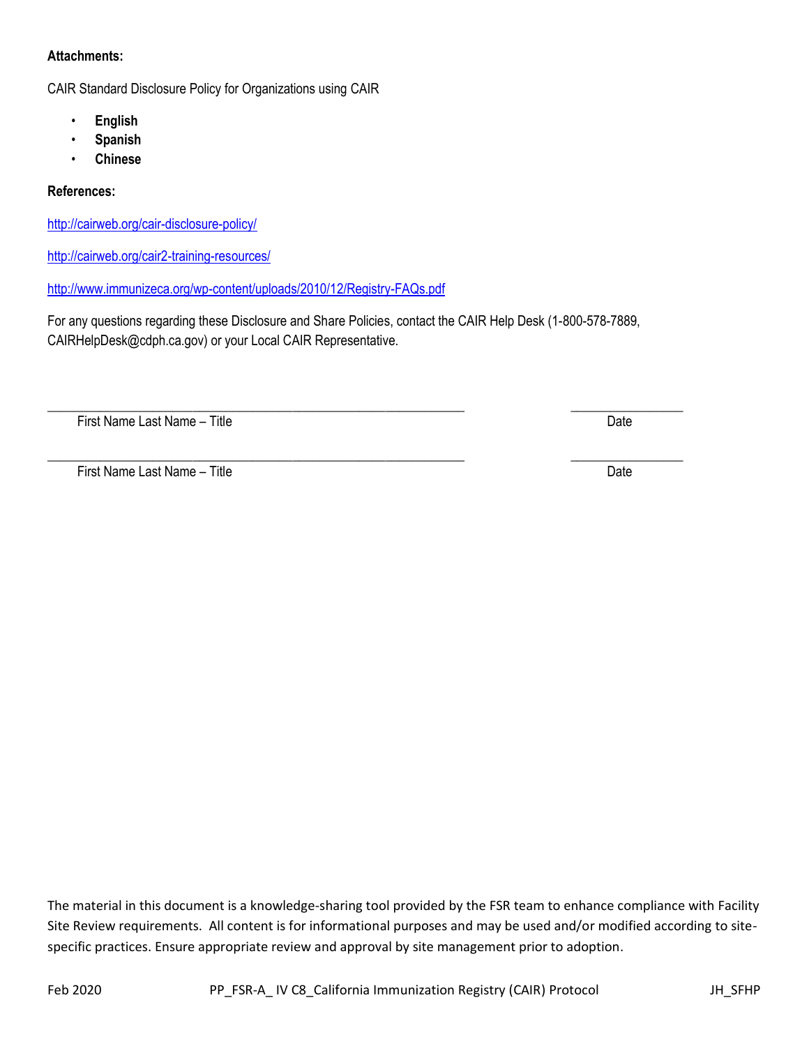**Attachments:**

CAIR Standard Disclosure Policy for Organizations using CAIR

- **English**
- **Spanish**
- **Chinese**

**References:**

http://cairweb.org/cair-disclosure-policy/

http://cairweb.org/cair2-training-resources/

http://www.immunizeca.org/wp-content/uploads/2010/12/Registry-FAQs.pdf

For any questions regarding these Disclosure and Share Policies, contact the CAIR Help Desk (1-800-578-7889, CAIRHelpDesk@cdph.ca.gov) or your Local CAIR Representative.

\_\_\_\_\_\_\_\_\_\_\_\_\_\_\_\_\_\_\_\_\_\_\_\_\_\_\_\_\_\_\_\_\_\_\_\_\_\_\_\_\_\_\_\_\_\_\_\_\_\_\_\_ \_\_\_\_\_\_\_\_\_\_\_\_\_\_\_

First Name Last Name – Title Date

\_\_\_\_\_\_\_\_\_\_\_\_\_\_\_\_\_\_\_\_\_\_\_\_\_\_\_\_\_\_\_\_\_\_\_\_\_\_\_\_\_\_\_\_\_\_\_\_\_\_\_\_ \_\_\_\_\_\_\_\_\_\_\_\_\_\_\_

First Name Last Name – Title Date

The material in this document is a knowledge-sharing tool provided by the FSR team to enhance compliance with Facility Site Review requirements. All content is for informational purposes and may be used and/or modified according to site-specific practices. Ensure appropriate review and approval by site management prior to adoption.